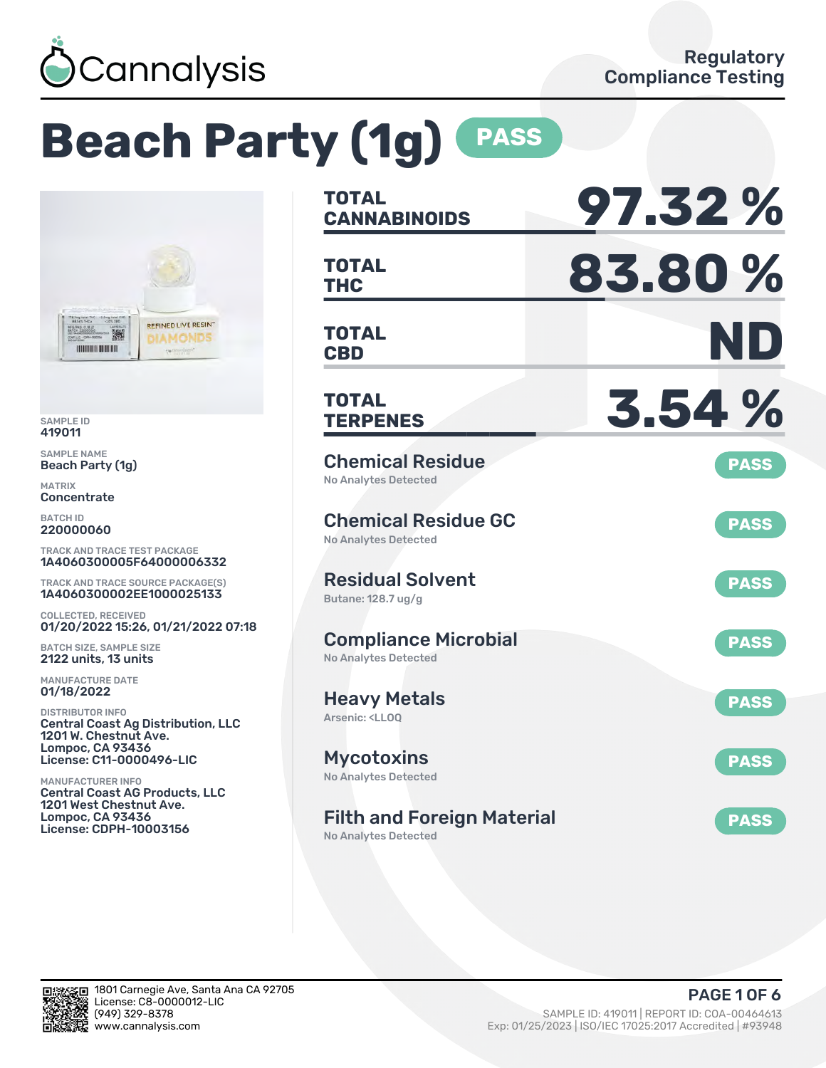Cannalysis

Regulatory Compliance Testing

# Beach Party (1g) PASS

SAMPLE ID
419011

SAMPLE NAME
Beach Party (1g)

MATRIX
Concentrate

BATCH ID
220000060

TRACK AND TRACE TEST PACKAGE
1A4060300005F64000006332

TRACK AND TRACE SOURCE PACKAGE(S)
1A4060300002EE1000025133

COLLECTED, RECEIVED
01/20/2022 15:26, 01/21/2022 07:18

BATCH SIZE, SAMPLE SIZE
2122 units, 13 units

MANUFACTURE DATE
01/18/2022

DISTRIBUTOR INFO
Central Coast Ag Distribution, LLC
1201 W. Chestnut Ave.
Lompoc, CA 93436
License: C11-0000496-LIC

MANUFACTURER INFO
Central Coast AG Products, LLC
1201 West Chestnut Ave.
Lompoc, CA 93436
License: CDPH-10003156

| | |
|---|---|
| TOTAL CANNABINOIDS | 97.32 % |
| TOTAL THC | 83.80 % |
| TOTAL CBD | ND |
| TOTAL TERPENES | 3.54 % |

| Test | Result |
|---|---|
| Chemical Residue<br>No Analytes Detected | PASS |
| Chemical Residue GC<br>No Analytes Detected | PASS |
| Residual Solvent<br>Butane: 128.7 ug/g | PASS |
| Compliance Microbial<br>No Analytes Detected | PASS |
| Heavy Metals<br>Arsenic: <LLOQ | PASS |
| Mycotoxins<br>No Analytes Detected | PASS |
| Filth and Foreign Material<br>No Analytes Detected | PASS |

1801 Carnegie Ave, Santa Ana CA 92705
License: C8-0000012-LIC
(949) 329-8378
www.cannalysis.com

SAMPLE ID: 419011 | REPORT ID: COA-00464613
Exp: 01/25/2023 | ISO/IEC 17025:2017 Accredited | #93948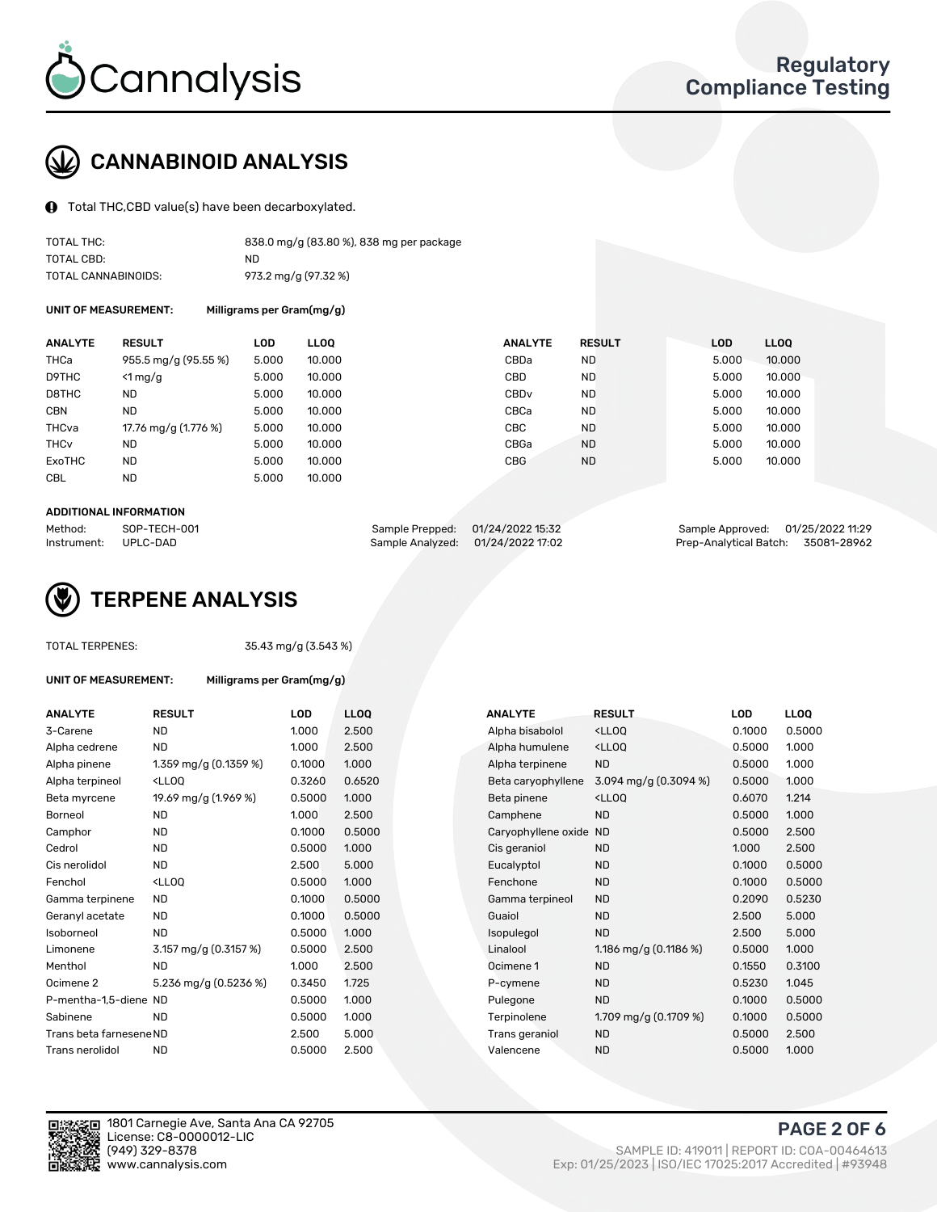# CANNABINOID ANALYSIS

Total THC,CBD value(s) have been decarboxylated.

| | |
|---|---|
| TOTAL THC: | 838.0 mg/g (83.80 %), 838 mg per package |
| TOTAL CBD: | ND |
| TOTAL CANNABINOIDS: | 973.2 mg/g (97.32 %) |

**UNIT OF MEASUREMENT:** Milligrams per Gram(mg/g)

| ANALYTE | RESULT | LOD | LLOQ | ANALYTE | RESULT | LOD | LLOQ |
|---|---|---|---|---|---|---|---|
| THCa | 955.5 mg/g (95.55 %) | 5.000 | 10.000 | CBDa | ND | 5.000 | 10.000 |
| D9THC | <1 mg/g | 5.000 | 10.000 | CBD | ND | 5.000 | 10.000 |
| D8THC | ND | 5.000 | 10.000 | CBDv | ND | 5.000 | 10.000 |
| CBN | ND | 5.000 | 10.000 | CBCa | ND | 5.000 | 10.000 |
| THCva | 17.76 mg/g (1.776 %) | 5.000 | 10.000 | CBC | ND | 5.000 | 10.000 |
| THCv | ND | 5.000 | 10.000 | CBGa | ND | 5.000 | 10.000 |
| ExoTHC | ND | 5.000 | 10.000 | CBG | ND | 5.000 | 10.000 |
| CBL | ND | 5.000 | 10.000 | | | | |

**ADDITIONAL INFORMATION**

| | | | | | |
|---|---|---|---|---|---|
| Method: | SOP-TECH-001 | Sample Prepped: | 01/24/2022 15:32 | Sample Approved: | 01/25/2022 11:29 |
| Instrument: | UPLC-DAD | Sample Analyzed: | 01/24/2022 17:02 | Prep-Analytical Batch: | 35081-28962 |

# TERPENE ANALYSIS

TOTAL TERPENES: 35.43 mg/g (3.543 %)

**UNIT OF MEASUREMENT:** Milligrams per Gram(mg/g)

| ANALYTE | RESULT | LOD | LLOQ | ANALYTE | RESULT | LOD | LLOQ |
|---|---|---|---|---|---|---|---|
| 3-Carene | ND | 1.000 | 2.500 | Alpha bisabolol | <LLOQ | 0.1000 | 0.5000 |
| Alpha cedrene | ND | 1.000 | 2.500 | Alpha humulene | <LLOQ | 0.5000 | 1.000 |
| Alpha pinene | 1.359 mg/g (0.1359 %) | 0.1000 | 1.000 | Alpha terpinene | ND | 0.5000 | 1.000 |
| Alpha terpineol | <LLOQ | 0.3260 | 0.6520 | Beta caryophyllene | 3.094 mg/g (0.3094 %) | 0.5000 | 1.000 |
| Beta myrcene | 19.69 mg/g (1.969 %) | 0.5000 | 1.000 | Beta pinene | <LLOQ | 0.6070 | 1.214 |
| Borneol | ND | 1.000 | 2.500 | Camphene | ND | 0.5000 | 1.000 |
| Camphor | ND | 0.1000 | 0.5000 | Caryophyllene oxide | ND | 0.5000 | 2.500 |
| Cedrol | ND | 0.5000 | 1.000 | Cis geraniol | ND | 1.000 | 2.500 |
| Cis nerolidol | ND | 2.500 | 5.000 | Eucalyptol | ND | 0.1000 | 0.5000 |
| Fenchol | <LLOQ | 0.5000 | 1.000 | Fenchone | ND | 0.1000 | 0.5000 |
| Gamma terpinene | ND | 0.1000 | 0.5000 | Gamma terpineol | ND | 0.2090 | 0.5230 |
| Geranyl acetate | ND | 0.1000 | 0.5000 | Guaiol | ND | 2.500 | 5.000 |
| Isoborneol | ND | 0.5000 | 1.000 | Isopulegol | ND | 2.500 | 5.000 |
| Limonene | 3.157 mg/g (0.3157 %) | 0.5000 | 2.500 | Linalool | 1.186 mg/g (0.1186 %) | 0.5000 | 1.000 |
| Menthol | ND | 1.000 | 2.500 | Ocimene 1 | ND | 0.1550 | 0.3100 |
| Ocimene 2 | 5.236 mg/g (0.5236 %) | 0.3450 | 1.725 | P-cymene | ND | 0.5230 | 1.045 |
| P-mentha-1,5-diene | ND | 0.5000 | 1.000 | Pulegone | ND | 0.1000 | 0.5000 |
| Sabinene | ND | 0.5000 | 1.000 | Terpinolene | 1.709 mg/g (0.1709 %) | 0.1000 | 0.5000 |
| Trans beta farnesene | ND | 2.500 | 5.000 | Trans geraniol | ND | 0.5000 | 2.500 |
| Trans nerolidol | ND | 0.5000 | 2.500 | Valencene | ND | 0.5000 | 1.000 |

1801 Carnegie Ave, Santa Ana CA 92705
License: C8-0000012-LIC
(949) 329-8378
www.cannalysis.com

SAMPLE ID: 419011 | REPORT ID: COA-00464613
Exp: 01/25/2023 | ISO/IEC 17025:2017 Accredited | #93948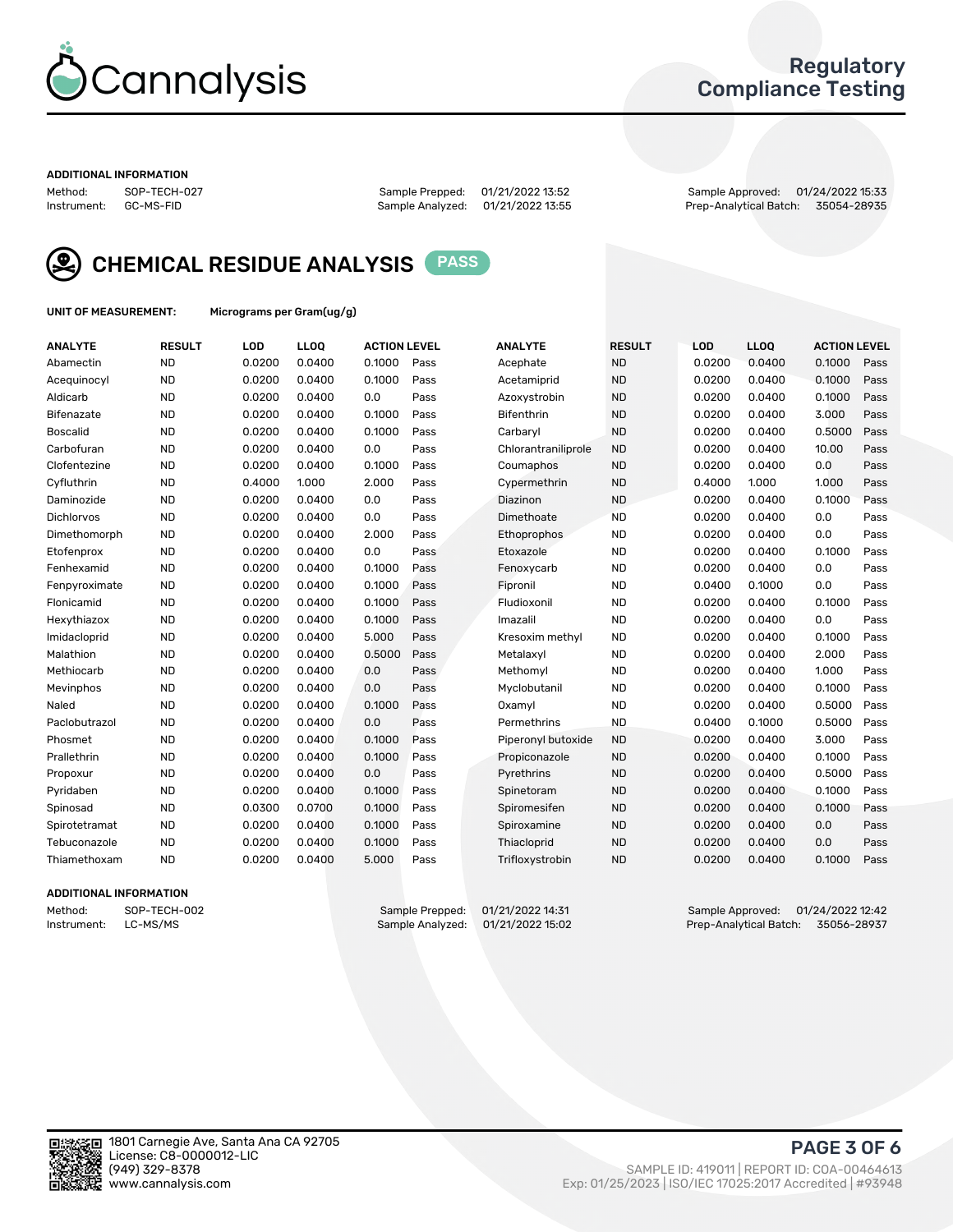Cannalysis

Regulatory Compliance Testing

### ADDITIONAL INFORMATION

Method: SOP-TECH-027
Instrument: GC-MS-FID

Sample Prepped: 01/21/2022 13:52
Sample Analyzed: 01/21/2022 13:55

Sample Approved: 01/24/2022 15:33
Prep-Analytical Batch: 35054-28935

## CHEMICAL RESIDUE ANALYSIS PASS

**UNIT OF MEASUREMENT:** Micrograms per Gram(ug/g)

| ANALYTE | RESULT | LOD | LLOQ | ACTION LEVEL | | ANALYTE | RESULT | LOD | LLOQ | ACTION LEVEL | |
|---|---|---|---|---|---|---|---|---|---|---|---|
| Abamectin | ND | 0.0200 | 0.0400 | 0.1000 | Pass | Acephate | ND | 0.0200 | 0.0400 | 0.1000 | Pass |
| Acequinocyl | ND | 0.0200 | 0.0400 | 0.1000 | Pass | Acetamiprid | ND | 0.0200 | 0.0400 | 0.1000 | Pass |
| Aldicarb | ND | 0.0200 | 0.0400 | 0.0 | Pass | Azoxystrobin | ND | 0.0200 | 0.0400 | 0.1000 | Pass |
| Bifenazate | ND | 0.0200 | 0.0400 | 0.1000 | Pass | Bifenthrin | ND | 0.0200 | 0.0400 | 3.000 | Pass |
| Boscalid | ND | 0.0200 | 0.0400 | 0.1000 | Pass | Carbaryl | ND | 0.0200 | 0.0400 | 0.5000 | Pass |
| Carbofuran | ND | 0.0200 | 0.0400 | 0.0 | Pass | Chlorantraniliprole | ND | 0.0200 | 0.0400 | 10.00 | Pass |
| Clofentezine | ND | 0.0200 | 0.0400 | 0.1000 | Pass | Coumaphos | ND | 0.0200 | 0.0400 | 0.0 | Pass |
| Cyfluthrin | ND | 0.4000 | 1.000 | 2.000 | Pass | Cypermethrin | ND | 0.4000 | 1.000 | 1.000 | Pass |
| Daminozide | ND | 0.0200 | 0.0400 | 0.0 | Pass | Diazinon | ND | 0.0200 | 0.0400 | 0.1000 | Pass |
| Dichlorvos | ND | 0.0200 | 0.0400 | 0.0 | Pass | Dimethoate | ND | 0.0200 | 0.0400 | 0.0 | Pass |
| Dimethomorph | ND | 0.0200 | 0.0400 | 2.000 | Pass | Ethoprophos | ND | 0.0200 | 0.0400 | 0.0 | Pass |
| Etofenprox | ND | 0.0200 | 0.0400 | 0.0 | Pass | Etoxazole | ND | 0.0200 | 0.0400 | 0.1000 | Pass |
| Fenhexamid | ND | 0.0200 | 0.0400 | 0.1000 | Pass | Fenoxycarb | ND | 0.0200 | 0.0400 | 0.0 | Pass |
| Fenpyroximate | ND | 0.0200 | 0.0400 | 0.1000 | Pass | Fipronil | ND | 0.0400 | 0.1000 | 0.0 | Pass |
| Flonicamid | ND | 0.0200 | 0.0400 | 0.1000 | Pass | Fludioxonil | ND | 0.0200 | 0.0400 | 0.1000 | Pass |
| Hexythiazox | ND | 0.0200 | 0.0400 | 0.1000 | Pass | Imazalil | ND | 0.0200 | 0.0400 | 0.0 | Pass |
| Imidacloprid | ND | 0.0200 | 0.0400 | 5.000 | Pass | Kresoxim methyl | ND | 0.0200 | 0.0400 | 0.1000 | Pass |
| Malathion | ND | 0.0200 | 0.0400 | 0.5000 | Pass | Metalaxyl | ND | 0.0200 | 0.0400 | 2.000 | Pass |
| Methiocarb | ND | 0.0200 | 0.0400 | 0.0 | Pass | Methomyl | ND | 0.0200 | 0.0400 | 1.000 | Pass |
| Mevinphos | ND | 0.0200 | 0.0400 | 0.0 | Pass | Myclobutanil | ND | 0.0200 | 0.0400 | 0.1000 | Pass |
| Naled | ND | 0.0200 | 0.0400 | 0.1000 | Pass | Oxamyl | ND | 0.0200 | 0.0400 | 0.5000 | Pass |
| Paclobutrazol | ND | 0.0200 | 0.0400 | 0.0 | Pass | Permethrins | ND | 0.0400 | 0.1000 | 0.5000 | Pass |
| Phosmet | ND | 0.0200 | 0.0400 | 0.1000 | Pass | Piperonyl butoxide | ND | 0.0200 | 0.0400 | 3.000 | Pass |
| Prallethrin | ND | 0.0200 | 0.0400 | 0.1000 | Pass | Propiconazole | ND | 0.0200 | 0.0400 | 0.1000 | Pass |
| Propoxur | ND | 0.0200 | 0.0400 | 0.0 | Pass | Pyrethrins | ND | 0.0200 | 0.0400 | 0.5000 | Pass |
| Pyridaben | ND | 0.0200 | 0.0400 | 0.1000 | Pass | Spinetoram | ND | 0.0200 | 0.0400 | 0.1000 | Pass |
| Spinosad | ND | 0.0300 | 0.0700 | 0.1000 | Pass | Spiromesifen | ND | 0.0200 | 0.0400 | 0.1000 | Pass |
| Spirotetramat | ND | 0.0200 | 0.0400 | 0.1000 | Pass | Spiroxamine | ND | 0.0200 | 0.0400 | 0.0 | Pass |
| Tebuconazole | ND | 0.0200 | 0.0400 | 0.1000 | Pass | Thiacloprid | ND | 0.0200 | 0.0400 | 0.0 | Pass |
| Thiamethoxam | ND | 0.0200 | 0.0400 | 5.000 | Pass | Trifloxystrobin | ND | 0.0200 | 0.0400 | 0.1000 | Pass |

### ADDITIONAL INFORMATION

Method: SOP-TECH-002
Instrument: LC-MS/MS

Sample Prepped: 01/21/2022 14:31
Sample Analyzed: 01/21/2022 15:02

Sample Approved: 01/24/2022 12:42
Prep-Analytical Batch: 35056-28937

1801 Carnegie Ave, Santa Ana CA 92705
License: C8-0000012-LIC
(949) 329-8378
www.cannalysis.com

SAMPLE ID: 419011 | REPORT ID: COA-00464613
Exp: 01/25/2023 | ISO/IEC 17025:2017 Accredited | #93948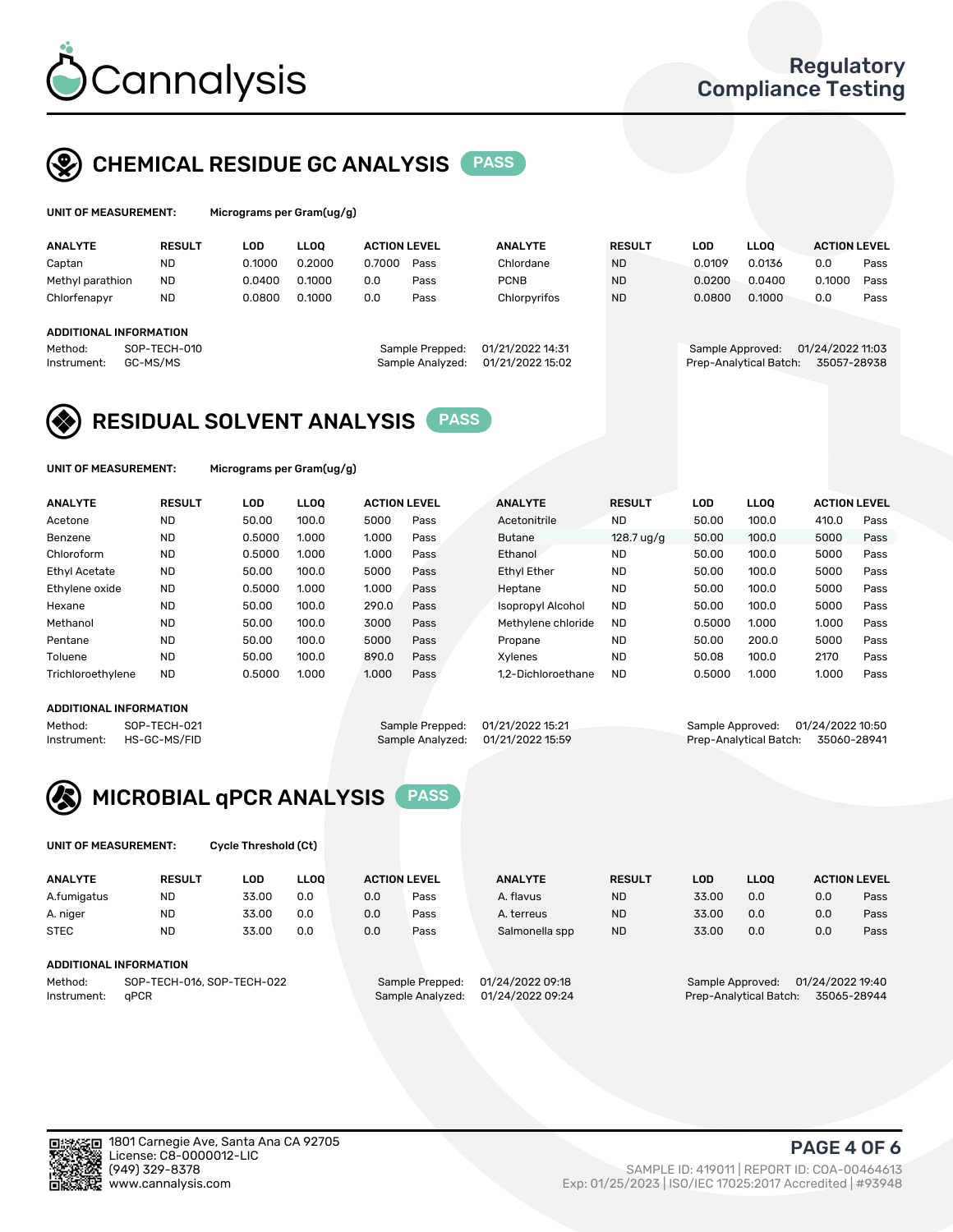# Cannalysis

Regulatory Compliance Testing

## CHEMICAL RESIDUE GC ANALYSIS PASS

**UNIT OF MEASUREMENT:** Micrograms per Gram(ug/g)

| ANALYTE | RESULT | LOD | LLOQ | ACTION LEVEL | | ANALYTE | RESULT | LOD | LLOQ | ACTION LEVEL | |
|---|---|---|---|---|---|---|---|---|---|---|---|
| Captan | ND | 0.1000 | 0.2000 | 0.7000 | Pass | Chlordane | ND | 0.0109 | 0.0136 | 0.0 | Pass |
| Methyl parathion | ND | 0.0400 | 0.1000 | 0.0 | Pass | PCNB | ND | 0.0200 | 0.0400 | 0.1000 | Pass |
| Chlorfenapyr | ND | 0.0800 | 0.1000 | 0.0 | Pass | Chlorpyrifos | ND | 0.0800 | 0.1000 | 0.0 | Pass |

**ADDITIONAL INFORMATION**

Method: SOP-TECH-010
Instrument: GC-MS/MS
Sample Prepped: 01/21/2022 14:31
Sample Analyzed: 01/21/2022 15:02
Sample Approved: 01/24/2022 11:03
Prep-Analytical Batch: 35057-28938

## RESIDUAL SOLVENT ANALYSIS PASS

**UNIT OF MEASUREMENT:** Micrograms per Gram(ug/g)

| ANALYTE | RESULT | LOD | LLOQ | ACTION LEVEL | | ANALYTE | RESULT | LOD | LLOQ | ACTION LEVEL | |
|---|---|---|---|---|---|---|---|---|---|---|---|
| Acetone | ND | 50.00 | 100.0 | 5000 | Pass | Acetonitrile | ND | 50.00 | 100.0 | 410.0 | Pass |
| Benzene | ND | 0.5000 | 1.000 | 1.000 | Pass | Butane | 128.7 ug/g | 50.00 | 100.0 | 5000 | Pass |
| Chloroform | ND | 0.5000 | 1.000 | 1.000 | Pass | Ethanol | ND | 50.00 | 100.0 | 5000 | Pass |
| Ethyl Acetate | ND | 50.00 | 100.0 | 5000 | Pass | Ethyl Ether | ND | 50.00 | 100.0 | 5000 | Pass |
| Ethylene oxide | ND | 0.5000 | 1.000 | 1.000 | Pass | Heptane | ND | 50.00 | 100.0 | 5000 | Pass |
| Hexane | ND | 50.00 | 100.0 | 290.0 | Pass | Isopropyl Alcohol | ND | 50.00 | 100.0 | 5000 | Pass |
| Methanol | ND | 50.00 | 100.0 | 3000 | Pass | Methylene chloride | ND | 0.5000 | 1.000 | 1.000 | Pass |
| Pentane | ND | 50.00 | 100.0 | 5000 | Pass | Propane | ND | 50.00 | 200.0 | 5000 | Pass |
| Toluene | ND | 50.00 | 100.0 | 890.0 | Pass | Xylenes | ND | 50.08 | 100.0 | 2170 | Pass |
| Trichloroethylene | ND | 0.5000 | 1.000 | 1.000 | Pass | 1,2-Dichloroethane | ND | 0.5000 | 1.000 | 1.000 | Pass |

**ADDITIONAL INFORMATION**

Method: SOP-TECH-021
Instrument: HS-GC-MS/FID
Sample Prepped: 01/21/2022 15:21
Sample Analyzed: 01/21/2022 15:59
Sample Approved: 01/24/2022 10:50
Prep-Analytical Batch: 35060-28941

## MICROBIAL qPCR ANALYSIS PASS

**UNIT OF MEASUREMENT:** Cycle Threshold (Ct)

| ANALYTE | RESULT | LOD | LLOQ | ACTION LEVEL | | ANALYTE | RESULT | LOD | LLOQ | ACTION LEVEL | |
|---|---|---|---|---|---|---|---|---|---|---|---|
| A.fumigatus | ND | 33.00 | 0.0 | 0.0 | Pass | A. flavus | ND | 33.00 | 0.0 | 0.0 | Pass |
| A. niger | ND | 33.00 | 0.0 | 0.0 | Pass | A. terreus | ND | 33.00 | 0.0 | 0.0 | Pass |
| STEC | ND | 33.00 | 0.0 | 0.0 | Pass | Salmonella spp | ND | 33.00 | 0.0 | 0.0 | Pass |

**ADDITIONAL INFORMATION**

Method: SOP-TECH-016, SOP-TECH-022
Instrument: qPCR
Sample Prepped: 01/24/2022 09:18
Sample Analyzed: 01/24/2022 09:24
Sample Approved: 01/24/2022 19:40
Prep-Analytical Batch: 35065-28944

1801 Carnegie Ave, Santa Ana CA 92705
License: C8-0000012-LIC
(949) 329-8378
www.cannalysis.com

SAMPLE ID: 419011 | REPORT ID: COA-00464613
Exp: 01/25/2023 | ISO/IEC 17025:2017 Accredited | #93948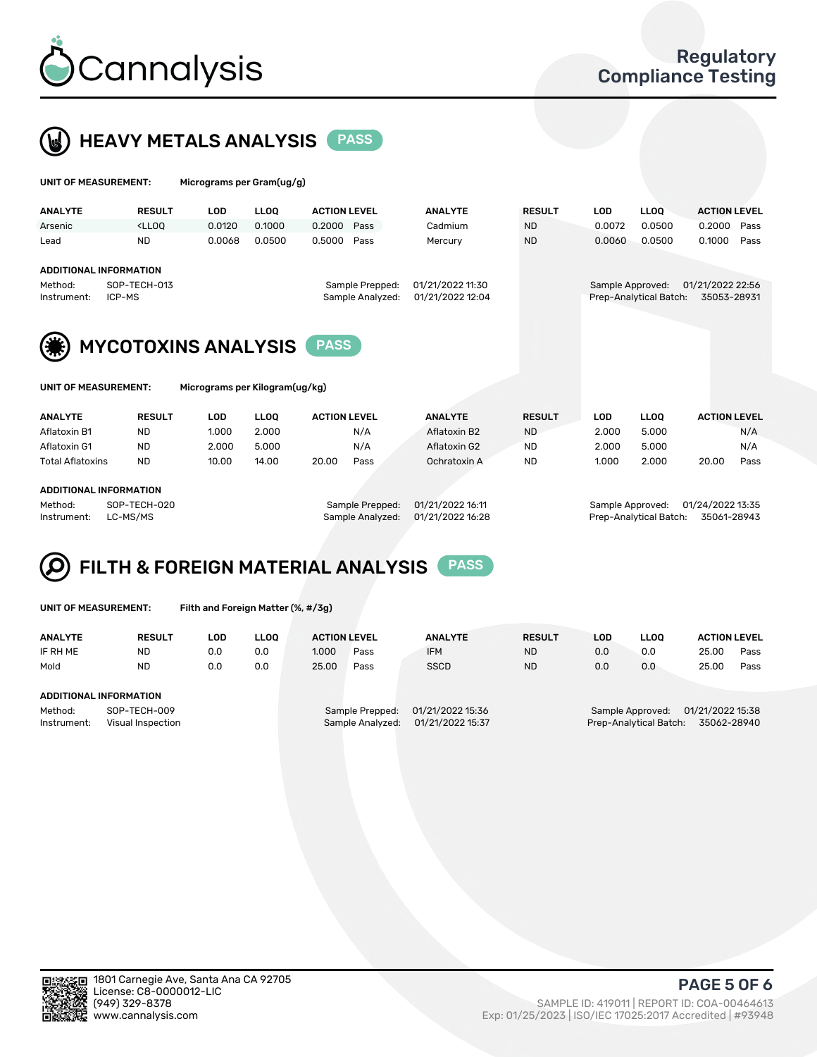# Cannalysis

Regulatory Compliance Testing

## HEAVY METALS ANALYSIS PASS

**UNIT OF MEASUREMENT:** Micrograms per Gram(ug/g)

| ANALYTE | RESULT | LOD | LLOQ | ACTION LEVEL | | ANALYTE | RESULT | LOD | LLOQ | ACTION LEVEL | |
|---|---|---|---|---|---|---|---|---|---|---|---|
| Arsenic | <LLOQ | 0.0120 | 0.1000 | 0.2000 | Pass | Cadmium | ND | 0.0072 | 0.0500 | 0.2000 | Pass |
| Lead | ND | 0.0068 | 0.0500 | 0.5000 | Pass | Mercury | ND | 0.0060 | 0.0500 | 0.1000 | Pass |

**ADDITIONAL INFORMATION**

Method: SOP-TECH-013
Instrument: ICP-MS
Sample Prepped: 01/21/2022 11:30
Sample Analyzed: 01/21/2022 12:04
Sample Approved: 01/21/2022 22:56
Prep-Analytical Batch: 35053-28931

## MYCOTOXINS ANALYSIS PASS

**UNIT OF MEASUREMENT:** Micrograms per Kilogram(ug/kg)

| ANALYTE | RESULT | LOD | LLOQ | ACTION LEVEL | | ANALYTE | RESULT | LOD | LLOQ | ACTION LEVEL | |
|---|---|---|---|---|---|---|---|---|---|---|---|
| Aflatoxin B1 | ND | 1.000 | 2.000 | | N/A | Aflatoxin B2 | ND | 2.000 | 5.000 | | N/A |
| Aflatoxin G1 | ND | 2.000 | 5.000 | | N/A | Aflatoxin G2 | ND | 2.000 | 5.000 | | N/A |
| Total Aflatoxins | ND | 10.00 | 14.00 | 20.00 | Pass | Ochratoxin A | ND | 1.000 | 2.000 | 20.00 | Pass |

**ADDITIONAL INFORMATION**

Method: SOP-TECH-020
Instrument: LC-MS/MS
Sample Prepped: 01/21/2022 16:11
Sample Analyzed: 01/21/2022 16:28
Sample Approved: 01/24/2022 13:35
Prep-Analytical Batch: 35061-28943

## FILTH & FOREIGN MATERIAL ANALYSIS PASS

**UNIT OF MEASUREMENT:** Filth and Foreign Matter (%, #/3g)

| ANALYTE | RESULT | LOD | LLOQ | ACTION LEVEL | | ANALYTE | RESULT | LOD | LLOQ | ACTION LEVEL | |
|---|---|---|---|---|---|---|---|---|---|---|---|
| IF RH ME | ND | 0.0 | 0.0 | 1.000 | Pass | IFM | ND | 0.0 | 0.0 | 25.00 | Pass |
| Mold | ND | 0.0 | 0.0 | 25.00 | Pass | SSCD | ND | 0.0 | 0.0 | 25.00 | Pass |

**ADDITIONAL INFORMATION**

Method: SOP-TECH-009
Instrument: Visual Inspection
Sample Prepped: 01/21/2022 15:36
Sample Analyzed: 01/21/2022 15:37
Sample Approved: 01/21/2022 15:38
Prep-Analytical Batch: 35062-28940

1801 Carnegie Ave, Santa Ana CA 92705
License: C8-0000012-LIC
(949) 329-8378
www.cannalysis.com

SAMPLE ID: 419011 | REPORT ID: COA-00464613
Exp: 01/25/2023 | ISO/IEC 17025:2017 Accredited | #93948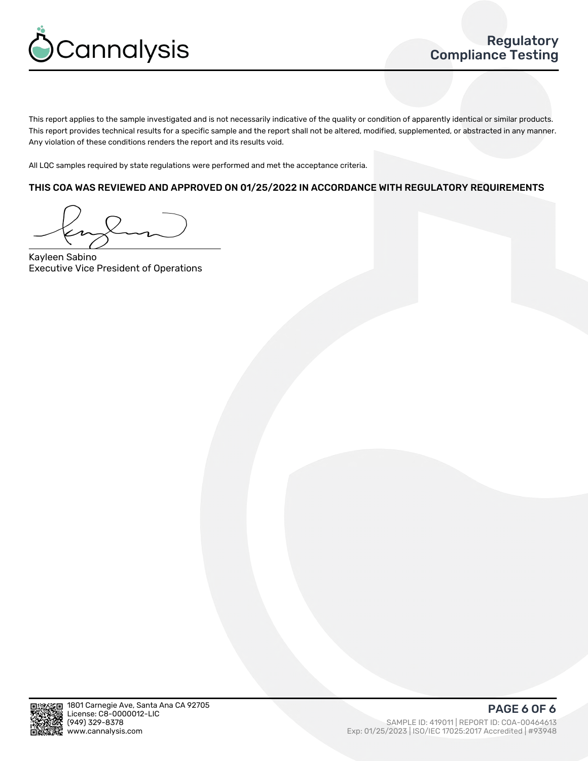This report applies to the sample investigated and is not necessarily indicative of the quality or condition of apparently identical or similar products. This report provides technical results for a specific sample and the report shall not be altered, modified, supplemented, or abstracted in any manner. Any violation of these conditions renders the report and its results void.

All LQC samples required by state regulations were performed and met the acceptance criteria.

**THIS COA WAS REVIEWED AND APPROVED ON 01/25/2022 IN ACCORDANCE WITH REGULATORY REQUIREMENTS**

Kayleen Sabino
Executive Vice President of Operations